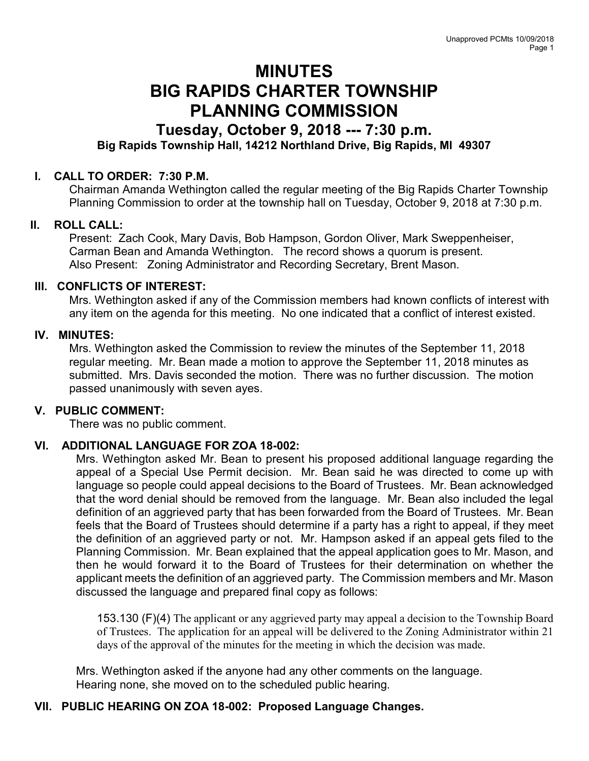# MINUTES
# BIG RAPIDS CHARTER TOWNSHIP
# PLANNING COMMISSION

## Tuesday, October 9, 2018 --- 7:30 p.m.

**Big Rapids Township Hall, 14212 Northland Drive, Big Rapids, MI 49307**

### I. CALL TO ORDER: 7:30 P.M.

Chairman Amanda Wethington called the regular meeting of the Big Rapids Charter Township Planning Commission to order at the township hall on Tuesday, October 9, 2018 at 7:30 p.m.

### II. ROLL CALL:

Present: Zach Cook, Mary Davis, Bob Hampson, Gordon Oliver, Mark Sweppenheiser, Carman Bean and Amanda Wethington. The record shows a quorum is present.
Also Present: Zoning Administrator and Recording Secretary, Brent Mason.

### III. CONFLICTS OF INTEREST:

Mrs. Wethington asked if any of the Commission members had known conflicts of interest with any item on the agenda for this meeting. No one indicated that a conflict of interest existed.

### IV. MINUTES:

Mrs. Wethington asked the Commission to review the minutes of the September 11, 2018 regular meeting. Mr. Bean made a motion to approve the September 11, 2018 minutes as submitted. Mrs. Davis seconded the motion. There was no further discussion. The motion passed unanimously with seven ayes.

### V. PUBLIC COMMENT:

There was no public comment.

### VI. ADDITIONAL LANGUAGE FOR ZOA 18-002:

Mrs. Wethington asked Mr. Bean to present his proposed additional language regarding the appeal of a Special Use Permit decision. Mr. Bean said he was directed to come up with language so people could appeal decisions to the Board of Trustees. Mr. Bean acknowledged that the word denial should be removed from the language. Mr. Bean also included the legal definition of an aggrieved party that has been forwarded from the Board of Trustees. Mr. Bean feels that the Board of Trustees should determine if a party has a right to appeal, if they meet the definition of an aggrieved party or not. Mr. Hampson asked if an appeal gets filed to the Planning Commission. Mr. Bean explained that the appeal application goes to Mr. Mason, and then he would forward it to the Board of Trustees for their determination on whether the applicant meets the definition of an aggrieved party. The Commission members and Mr. Mason discussed the language and prepared final copy as follows:

> 153.130 (F)(4) The applicant or any aggrieved party may appeal a decision to the Township Board of Trustees. The application for an appeal will be delivered to the Zoning Administrator within 21 days of the approval of the minutes for the meeting in which the decision was made.

Mrs. Wethington asked if the anyone had any other comments on the language.
Hearing none, she moved on to the scheduled public hearing.

### VII. PUBLIC HEARING ON ZOA 18-002: Proposed Language Changes.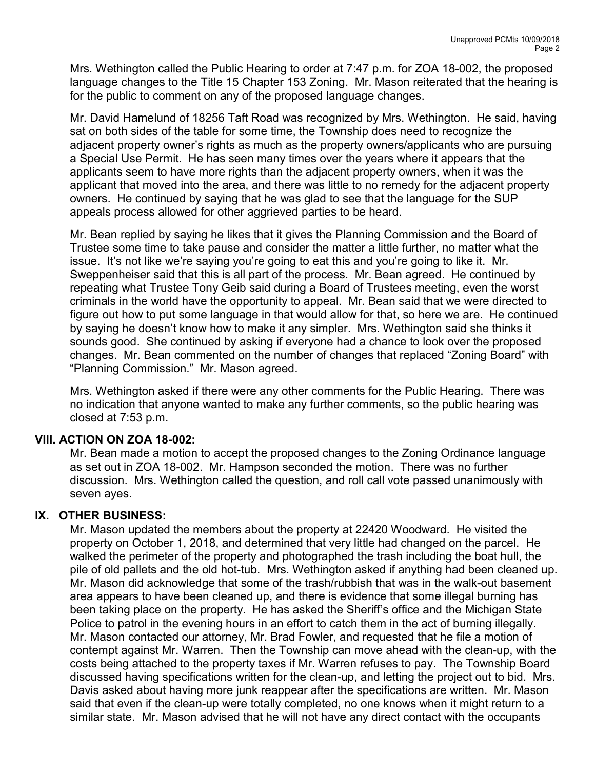Mrs. Wethington called the Public Hearing to order at 7:47 p.m. for ZOA 18-002, the proposed language changes to the Title 15 Chapter 153 Zoning. Mr. Mason reiterated that the hearing is for the public to comment on any of the proposed language changes.

Mr. David Hamelund of 18256 Taft Road was recognized by Mrs. Wethington. He said, having sat on both sides of the table for some time, the Township does need to recognize the adjacent property owner's rights as much as the property owners/applicants who are pursuing a Special Use Permit. He has seen many times over the years where it appears that the applicants seem to have more rights than the adjacent property owners, when it was the applicant that moved into the area, and there was little to no remedy for the adjacent property owners. He continued by saying that he was glad to see that the language for the SUP appeals process allowed for other aggrieved parties to be heard.

Mr. Bean replied by saying he likes that it gives the Planning Commission and the Board of Trustee some time to take pause and consider the matter a little further, no matter what the issue. It's not like we're saying you're going to eat this and you're going to like it. Mr. Sweppenheiser said that this is all part of the process. Mr. Bean agreed. He continued by repeating what Trustee Tony Geib said during a Board of Trustees meeting, even the worst criminals in the world have the opportunity to appeal. Mr. Bean said that we were directed to figure out how to put some language in that would allow for that, so here we are. He continued by saying he doesn't know how to make it any simpler. Mrs. Wethington said she thinks it sounds good. She continued by asking if everyone had a chance to look over the proposed changes. Mr. Bean commented on the number of changes that replaced "Zoning Board" with "Planning Commission." Mr. Mason agreed.

Mrs. Wethington asked if there were any other comments for the Public Hearing. There was no indication that anyone wanted to make any further comments, so the public hearing was closed at 7:53 p.m.

## VIII. ACTION ON ZOA 18-002:

Mr. Bean made a motion to accept the proposed changes to the Zoning Ordinance language as set out in ZOA 18-002. Mr. Hampson seconded the motion. There was no further discussion. Mrs. Wethington called the question, and roll call vote passed unanimously with seven ayes.

## IX. OTHER BUSINESS:

Mr. Mason updated the members about the property at 22420 Woodward. He visited the property on October 1, 2018, and determined that very little had changed on the parcel. He walked the perimeter of the property and photographed the trash including the boat hull, the pile of old pallets and the old hot-tub. Mrs. Wethington asked if anything had been cleaned up. Mr. Mason did acknowledge that some of the trash/rubbish that was in the walk-out basement area appears to have been cleaned up, and there is evidence that some illegal burning has been taking place on the property. He has asked the Sheriff's office and the Michigan State Police to patrol in the evening hours in an effort to catch them in the act of burning illegally. Mr. Mason contacted our attorney, Mr. Brad Fowler, and requested that he file a motion of contempt against Mr. Warren. Then the Township can move ahead with the clean-up, with the costs being attached to the property taxes if Mr. Warren refuses to pay. The Township Board discussed having specifications written for the clean-up, and letting the project out to bid. Mrs. Davis asked about having more junk reappear after the specifications are written. Mr. Mason said that even if the clean-up were totally completed, no one knows when it might return to a similar state. Mr. Mason advised that he will not have any direct contact with the occupants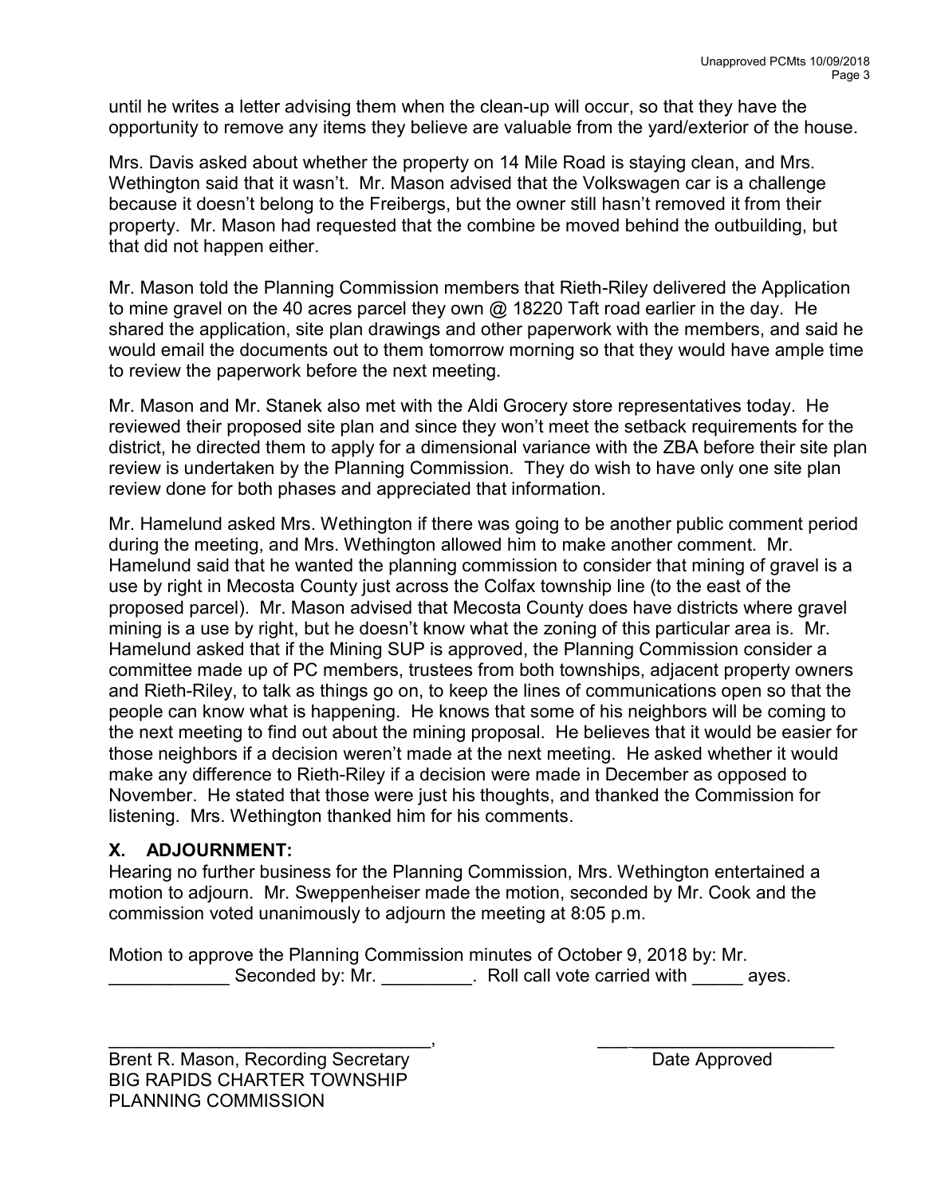until he writes a letter advising them when the clean-up will occur, so that they have the opportunity to remove any items they believe are valuable from the yard/exterior of the house.

Mrs. Davis asked about whether the property on 14 Mile Road is staying clean, and Mrs. Wethington said that it wasn't. Mr. Mason advised that the Volkswagen car is a challenge because it doesn't belong to the Freibergs, but the owner still hasn't removed it from their property. Mr. Mason had requested that the combine be moved behind the outbuilding, but that did not happen either.

Mr. Mason told the Planning Commission members that Rieth-Riley delivered the Application to mine gravel on the 40 acres parcel they own @ 18220 Taft road earlier in the day. He shared the application, site plan drawings and other paperwork with the members, and said he would email the documents out to them tomorrow morning so that they would have ample time to review the paperwork before the next meeting.

Mr. Mason and Mr. Stanek also met with the Aldi Grocery store representatives today. He reviewed their proposed site plan and since they won't meet the setback requirements for the district, he directed them to apply for a dimensional variance with the ZBA before their site plan review is undertaken by the Planning Commission. They do wish to have only one site plan review done for both phases and appreciated that information.

Mr. Hamelund asked Mrs. Wethington if there was going to be another public comment period during the meeting, and Mrs. Wethington allowed him to make another comment. Mr. Hamelund said that he wanted the planning commission to consider that mining of gravel is a use by right in Mecosta County just across the Colfax township line (to the east of the proposed parcel). Mr. Mason advised that Mecosta County does have districts where gravel mining is a use by right, but he doesn't know what the zoning of this particular area is. Mr. Hamelund asked that if the Mining SUP is approved, the Planning Commission consider a committee made up of PC members, trustees from both townships, adjacent property owners and Rieth-Riley, to talk as things go on, to keep the lines of communications open so that the people can know what is happening. He knows that some of his neighbors will be coming to the next meeting to find out about the mining proposal. He believes that it would be easier for those neighbors if a decision weren't made at the next meeting. He asked whether it would make any difference to Rieth-Riley if a decision were made in December as opposed to November. He stated that those were just his thoughts, and thanked the Commission for listening. Mrs. Wethington thanked him for his comments.

## X. ADJOURNMENT:

Hearing no further business for the Planning Commission, Mrs. Wethington entertained a motion to adjourn. Mr. Sweppenheiser made the motion, seconded by Mr. Cook and the commission voted unanimously to adjourn the meeting at 8:05 p.m.

Motion to approve the Planning Commission minutes of October 9, 2018 by: Mr. ____________ Seconded by: Mr. _________. Roll call vote carried with _____ ayes.

_________________________________, _______________________

Brent R. Mason, Recording Secretary Date Approved
BIG RAPIDS CHARTER TOWNSHIP
PLANNING COMMISSION